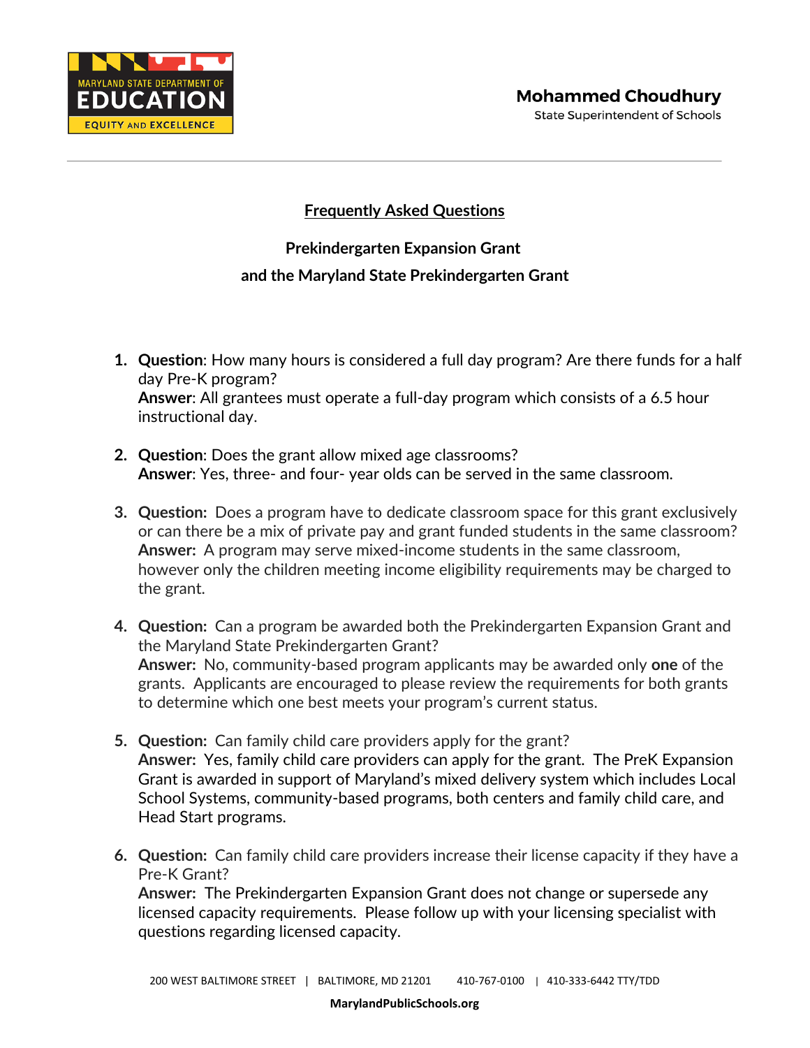Maryland State Department of Education — Equity and Excellence

**Mohammed Choudhury**
State Superintendent of Schools

# Frequently Asked Questions

## Prekindergarten Expansion Grant and the Maryland State Prekindergarten Grant

1. **Question**: How many hours is considered a full day program? Are there funds for a half day Pre-K program?
   **Answer**: All grantees must operate a full-day program which consists of a 6.5 hour instructional day.

2. **Question**: Does the grant allow mixed age classrooms?
   **Answer**: Yes, three- and four- year olds can be served in the same classroom.

3. **Question:** Does a program have to dedicate classroom space for this grant exclusively or can there be a mix of private pay and grant funded students in the same classroom?
   **Answer:** A program may serve mixed-income students in the same classroom, however only the children meeting income eligibility requirements may be charged to the grant.

4. **Question:** Can a program be awarded both the Prekindergarten Expansion Grant and the Maryland State Prekindergarten Grant?
   **Answer:** No, community-based program applicants may be awarded only **one** of the grants. Applicants are encouraged to please review the requirements for both grants to determine which one best meets your program's current status.

5. **Question:** Can family child care providers apply for the grant?
   **Answer:** Yes, family child care providers can apply for the grant. The PreK Expansion Grant is awarded in support of Maryland's mixed delivery system which includes Local School Systems, community-based programs, both centers and family child care, and Head Start programs.

6. **Question:** Can family child care providers increase their license capacity if they have a Pre-K Grant?
   **Answer:** The Prekindergarten Expansion Grant does not change or supersede any licensed capacity requirements. Please follow up with your licensing specialist with questions regarding licensed capacity.

200 WEST BALTIMORE STREET | BALTIMORE, MD 21201 410-767-0100 | 410-333-6442 TTY/TDD

**MarylandPublicSchools.org**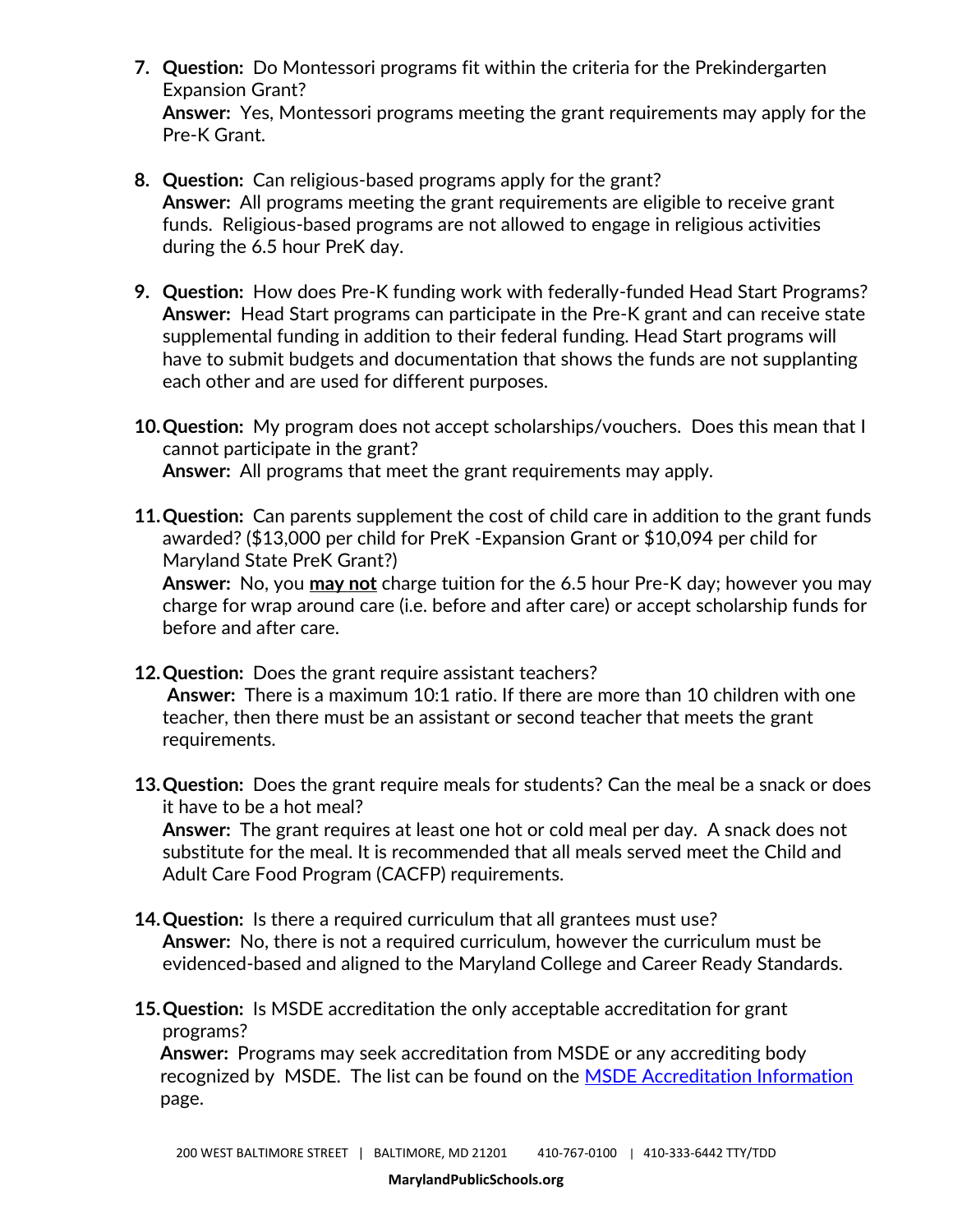7. **Question:** Do Montessori programs fit within the criteria for the Prekindergarten Expansion Grant?
   **Answer:** Yes, Montessori programs meeting the grant requirements may apply for the Pre-K Grant.

8. **Question:** Can religious-based programs apply for the grant?
   **Answer:** All programs meeting the grant requirements are eligible to receive grant funds. Religious-based programs are not allowed to engage in religious activities during the 6.5 hour PreK day.

9. **Question:** How does Pre-K funding work with federally-funded Head Start Programs?
   **Answer:** Head Start programs can participate in the Pre-K grant and can receive state supplemental funding in addition to their federal funding. Head Start programs will have to submit budgets and documentation that shows the funds are not supplanting each other and are used for different purposes.

10. **Question:** My program does not accept scholarships/vouchers. Does this mean that I cannot participate in the grant?
    **Answer:** All programs that meet the grant requirements may apply.

11. **Question:** Can parents supplement the cost of child care in addition to the grant funds awarded? ($13,000 per child for PreK -Expansion Grant or $10,094 per child for Maryland State PreK Grant?)
    **Answer:** No, you <u>**may not**</u> charge tuition for the 6.5 hour Pre-K day; however you may charge for wrap around care (i.e. before and after care) or accept scholarship funds for before and after care.

12. **Question:** Does the grant require assistant teachers?
    **Answer:** There is a maximum 10:1 ratio. If there are more than 10 children with one teacher, then there must be an assistant or second teacher that meets the grant requirements.

13. **Question:** Does the grant require meals for students? Can the meal be a snack or does it have to be a hot meal?
    **Answer:** The grant requires at least one hot or cold meal per day. A snack does not substitute for the meal. It is recommended that all meals served meet the Child and Adult Care Food Program (CACFP) requirements.

14. **Question:** Is there a required curriculum that all grantees must use?
    **Answer:** No, there is not a required curriculum, however the curriculum must be evidenced-based and aligned to the Maryland College and Career Ready Standards.

15. **Question:** Is MSDE accreditation the only acceptable accreditation for grant programs?
    **Answer:** Programs may seek accreditation from MSDE or any accrediting body recognized by MSDE. The list can be found on the [MSDE Accreditation Information](MSDE Accreditation Information) page.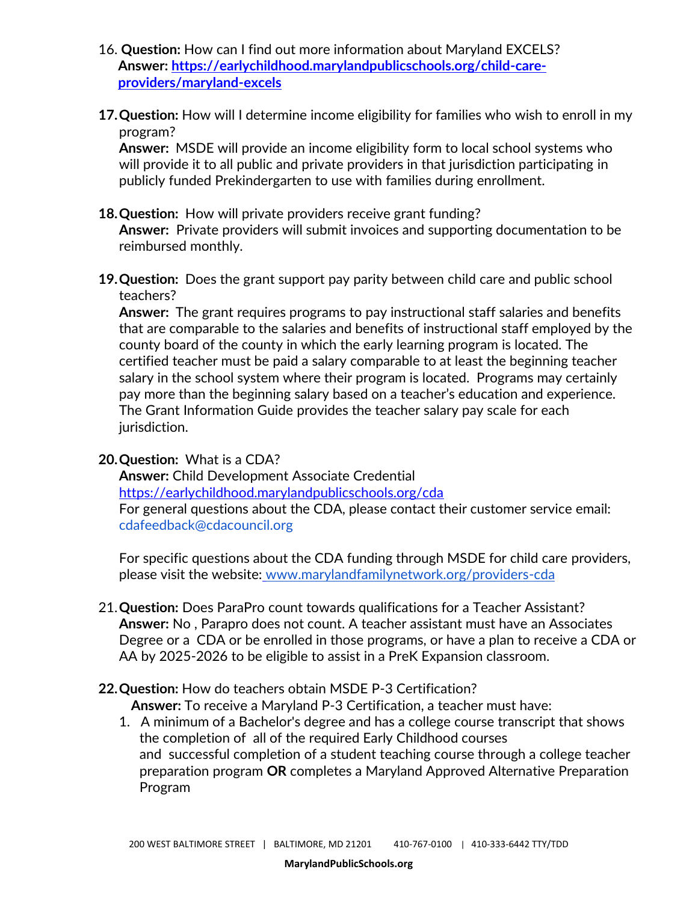16. **Question:** How can I find out more information about Maryland EXCELS?
    **Answer: https://earlychildhood.marylandpublicschools.org/child-care-providers/maryland-excels**

17. **Question:** How will I determine income eligibility for families who wish to enroll in my program?
    **Answer:** MSDE will provide an income eligibility form to local school systems who will provide it to all public and private providers in that jurisdiction participating in publicly funded Prekindergarten to use with families during enrollment.

18. **Question:** How will private providers receive grant funding?
    **Answer:** Private providers will submit invoices and supporting documentation to be reimbursed monthly.

19. **Question:** Does the grant support pay parity between child care and public school teachers?
    **Answer:** The grant requires programs to pay instructional staff salaries and benefits that are comparable to the salaries and benefits of instructional staff employed by the county board of the county in which the early learning program is located. The certified teacher must be paid a salary comparable to at least the beginning teacher salary in the school system where their program is located. Programs may certainly pay more than the beginning salary based on a teacher's education and experience. The Grant Information Guide provides the teacher salary pay scale for each jurisdiction.

20. **Question:** What is a CDA?
    **Answer:** Child Development Associate Credential
    https://earlychildhood.marylandpublicschools.org/cda
    For general questions about the CDA, please contact their customer service email: cdafeedback@cdacouncil.org

    For specific questions about the CDA funding through MSDE for child care providers, please visit the website: www.marylandfamilynetwork.org/providers-cda

21. **Question:** Does ParaPro count towards qualifications for a Teacher Assistant?
    **Answer:** No , Parapro does not count. A teacher assistant must have an Associates Degree or a CDA or be enrolled in those programs, or have a plan to receive a CDA or AA by 2025-2026 to be eligible to assist in a PreK Expansion classroom.

22. **Question:** How do teachers obtain MSDE P-3 Certification?
    **Answer:** To receive a Maryland P-3 Certification, a teacher must have:
    1. A minimum of a Bachelor's degree and has a college course transcript that shows the completion of all of the required Early Childhood courses and successful completion of a student teaching course through a college teacher preparation program **OR** completes a Maryland Approved Alternative Preparation Program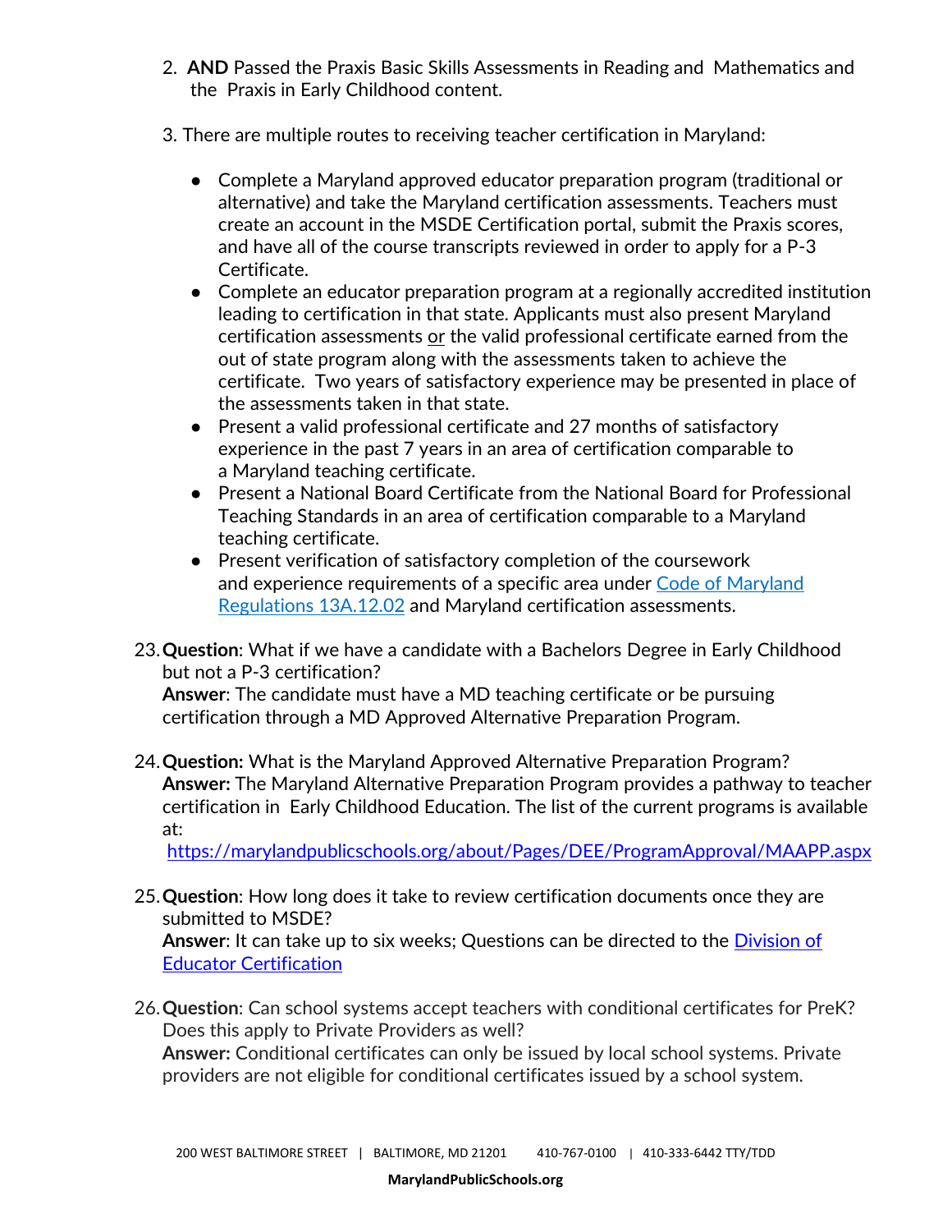2. **AND** Passed the Praxis Basic Skills Assessments in Reading and Mathematics and the Praxis in Early Childhood content.

3. There are multiple routes to receiving teacher certification in Maryland:

    - Complete a Maryland approved educator preparation program (traditional or alternative) and take the Maryland certification assessments. Teachers must create an account in the MSDE Certification portal, submit the Praxis scores, and have all of the course transcripts reviewed in order to apply for a P-3 Certificate.
    - Complete an educator preparation program at a regionally accredited institution leading to certification in that state. Applicants must also present Maryland certification assessments <u>or</u> the valid professional certificate earned from the out of state program along with the assessments taken to achieve the certificate. Two years of satisfactory experience may be presented in place of the assessments taken in that state.
    - Present a valid professional certificate and 27 months of satisfactory experience in the past 7 years in an area of certification comparable to a Maryland teaching certificate.
    - Present a National Board Certificate from the National Board for Professional Teaching Standards in an area of certification comparable to a Maryland teaching certificate.
    - Present verification of satisfactory completion of the coursework and experience requirements of a specific area under [Code of Maryland Regulations 13A.12.02]() and Maryland certification assessments.

23. **Question**: What if we have a candidate with a Bachelors Degree in Early Childhood but not a P-3 certification?
    **Answer**: The candidate must have a MD teaching certificate or be pursuing certification through a MD Approved Alternative Preparation Program.

24. **Question:** What is the Maryland Approved Alternative Preparation Program?
    **Answer:** The Maryland Alternative Preparation Program provides a pathway to teacher certification in Early Childhood Education. The list of the current programs is available at:
    [https://marylandpublicschools.org/about/Pages/DEE/ProgramApproval/MAAPP.aspx](https://marylandpublicschools.org/about/Pages/DEE/ProgramApproval/MAAPP.aspx)

25. **Question**: How long does it take to review certification documents once they are submitted to MSDE?
    **Answer**: It can take up to six weeks; Questions can be directed to the [Division of Educator Certification]()

26. **Question**: Can school systems accept teachers with conditional certificates for PreK? Does this apply to Private Providers as well?
    **Answer:** Conditional certificates can only be issued by local school systems. Private providers are not eligible for conditional certificates issued by a school system.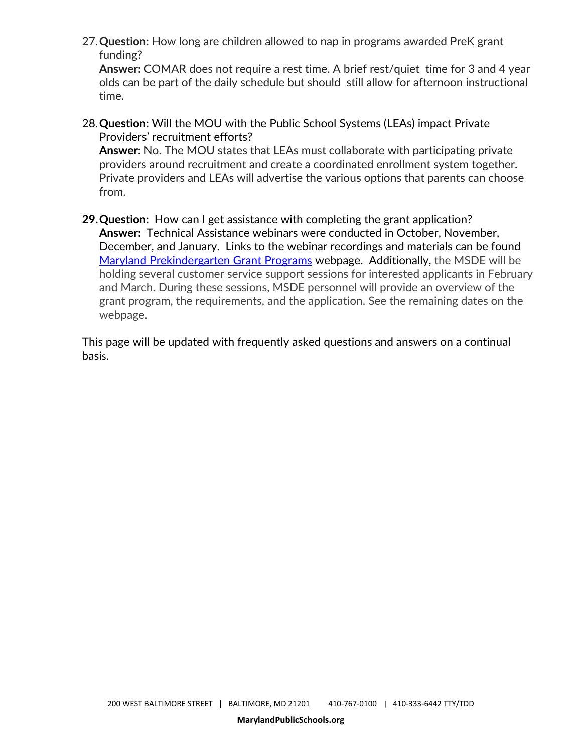27. **Question:** How long are children allowed to nap in programs awarded PreK grant funding?
    **Answer:** COMAR does not require a rest time. A brief rest/quiet time for 3 and 4 year olds can be part of the daily schedule but should still allow for afternoon instructional time.

28. **Question:** Will the MOU with the Public School Systems (LEAs) impact Private Providers' recruitment efforts?
    **Answer:** No. The MOU states that LEAs must collaborate with participating private providers around recruitment and create a coordinated enrollment system together. Private providers and LEAs will advertise the various options that parents can choose from.

29. **Question:** How can I get assistance with completing the grant application?
    **Answer:** Technical Assistance webinars were conducted in October, November, December, and January. Links to the webinar recordings and materials can be found [Maryland Prekindergarten Grant Programs] webpage. Additionally, the MSDE will be holding several customer service support sessions for interested applicants in February and March. During these sessions, MSDE personnel will provide an overview of the grant program, the requirements, and the application. See the remaining dates on the webpage.

This page will be updated with frequently asked questions and answers on a continual basis.